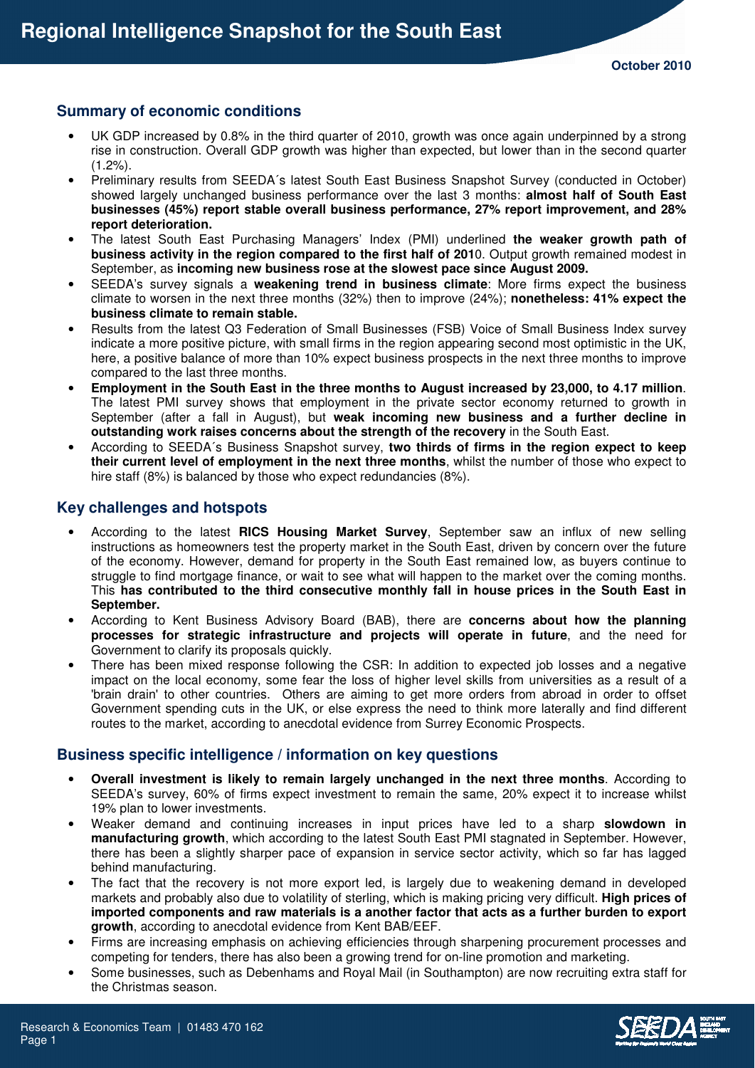# Regional Intelligence Snapshot for the South East

October 2010

## Summary of economic conditions

- UK GDP increased by 0.8% in the third quarter of 2010, growth was once again underpinned by a strong rise in construction. Overall GDP growth was higher than expected, but lower than in the second quarter (1.2%).
- Preliminary results from SEEDA´s latest South East Business Snapshot Survey (conducted in October) showed largely unchanged business performance over the last 3 months: **almost half of South East businesses (45%) report stable overall business performance, 27% report improvement, and 28% report deterioration.**
- The latest South East Purchasing Managers' Index (PMI) underlined **the weaker growth path of business activity in the region compared to the first half of 201**0. Output growth remained modest in September, as **incoming new business rose at the slowest pace since August 2009.**
- SEEDA's survey signals a **weakening trend in business climate**: More firms expect the business climate to worsen in the next three months (32%) then to improve (24%); **nonetheless: 41% expect the business climate to remain stable.**
- Results from the latest Q3 Federation of Small Businesses (FSB) Voice of Small Business Index survey indicate a more positive picture, with small firms in the region appearing second most optimistic in the UK, here, a positive balance of more than 10% expect business prospects in the next three months to improve compared to the last three months.
- **Employment in the South East in the three months to August increased by 23,000, to 4.17 million**. The latest PMI survey shows that employment in the private sector economy returned to growth in September (after a fall in August), but **weak incoming new business and a further decline in outstanding work raises concerns about the strength of the recovery** in the South East.
- According to SEEDA´s Business Snapshot survey, **two thirds of firms in the region expect to keep their current level of employment in the next three months**, whilst the number of those who expect to hire staff (8%) is balanced by those who expect redundancies (8%).

## Key challenges and hotspots

- According to the latest **RICS Housing Market Survey**, September saw an influx of new selling instructions as homeowners test the property market in the South East, driven by concern over the future of the economy. However, demand for property in the South East remained low, as buyers continue to struggle to find mortgage finance, or wait to see what will happen to the market over the coming months. This **has contributed to the third consecutive monthly fall in house prices in the South East in September.**
- According to Kent Business Advisory Board (BAB), there are **concerns about how the planning processes for strategic infrastructure and projects will operate in future**, and the need for Government to clarify its proposals quickly.
- There has been mixed response following the CSR: In addition to expected job losses and a negative impact on the local economy, some fear the loss of higher level skills from universities as a result of a 'brain drain' to other countries. Others are aiming to get more orders from abroad in order to offset Government spending cuts in the UK, or else express the need to think more laterally and find different routes to the market, according to anecdotal evidence from Surrey Economic Prospects.

## Business specific intelligence / information on key questions

- **Overall investment is likely to remain largely unchanged in the next three months**. According to SEEDA's survey, 60% of firms expect investment to remain the same, 20% expect it to increase whilst 19% plan to lower investments.
- Weaker demand and continuing increases in input prices have led to a sharp **slowdown in manufacturing growth**, which according to the latest South East PMI stagnated in September. However, there has been a slightly sharper pace of expansion in service sector activity, which so far has lagged behind manufacturing.
- The fact that the recovery is not more export led, is largely due to weakening demand in developed markets and probably also due to volatility of sterling, which is making pricing very difficult. **High prices of imported components and raw materials is a another factor that acts as a further burden to export growth**, according to anecdotal evidence from Kent BAB/EEF.
- Firms are increasing emphasis on achieving efficiencies through sharpening procurement processes and competing for tenders, there has also been a growing trend for on-line promotion and marketing.
- Some businesses, such as Debenhams and Royal Mail (in Southampton) are now recruiting extra staff for the Christmas season.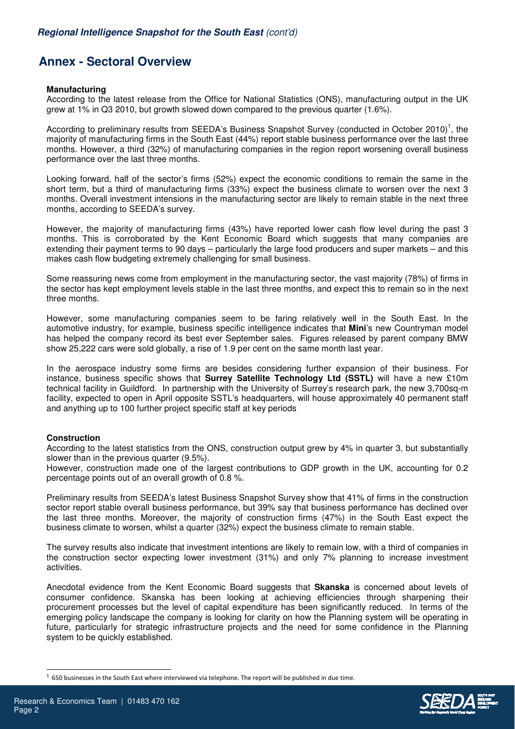## Annex - Sectoral Overview

**Manufacturing**

According to the latest release from the Office for National Statistics (ONS), manufacturing output in the UK grew at 1% in Q3 2010, but growth slowed down compared to the previous quarter (1.6%).

According to preliminary results from SEEDA's Business Snapshot Survey (conducted in October 2010)[1], the majority of manufacturing firms in the South East (44%) report stable business performance over the last three months. However, a third (32%) of manufacturing companies in the region report worsening overall business performance over the last three months.

Looking forward, half of the sector's firms (52%) expect the economic conditions to remain the same in the short term, but a third of manufacturing firms (33%) expect the business climate to worsen over the next 3 months. Overall investment intensions in the manufacturing sector are likely to remain stable in the next three months, according to SEEDA's survey.

However, the majority of manufacturing firms (43%) have reported lower cash flow level during the past 3 months. This is corroborated by the Kent Economic Board which suggests that many companies are extending their payment terms to 90 days – particularly the large food producers and super markets – and this makes cash flow budgeting extremely challenging for small business.

Some reassuring news come from employment in the manufacturing sector, the vast majority (78%) of firms in the sector has kept employment levels stable in the last three months, and expect this to remain so in the next three months.

However, some manufacturing companies seem to be faring relatively well in the South East. In the automotive industry, for example, business specific intelligence indicates that **Mini**'s new Countryman model has helped the company record its best ever September sales. Figures released by parent company BMW show 25,222 cars were sold globally, a rise of 1.9 per cent on the same month last year.

In the aerospace industry some firms are besides considering further expansion of their business. For instance, business specific shows that **Surrey Satellite Technology Ltd (SSTL)** will have a new £10m technical facility in Guildford. In partnership with the University of Surrey's research park, the new 3,700sq-m facility, expected to open in April opposite SSTL's headquarters, will house approximately 40 permanent staff and anything up to 100 further project specific staff at key periods

**Construction**

According to the latest statistics from the ONS, construction output grew by 4% in quarter 3, but substantially slower than in the previous quarter (9.5%).
However, construction made one of the largest contributions to GDP growth in the UK, accounting for 0.2 percentage points out of an overall growth of 0.8 %.

Preliminary results from SEEDA's latest Business Snapshot Survey show that 41% of firms in the construction sector report stable overall business performance, but 39% say that business performance has declined over the last three months. Moreover, the majority of construction firms (47%) in the South East expect the business climate to worsen, whilst a quarter (32%) expect the business climate to remain stable.

The survey results also indicate that investment intentions are likely to remain low, with a third of companies in the construction sector expecting lower investment (31%) and only 7% planning to increase investment activities.

Anecdotal evidence from the Kent Economic Board suggests that **Skanska** is concerned about levels of consumer confidence. Skanska has been looking at achieving efficiencies through sharpening their procurement processes but the level of capital expenditure has been significantly reduced. In terms of the emerging policy landscape the company is looking for clarity on how the Planning system will be operating in future, particularly for strategic infrastructure projects and the need for some confidence in the Planning system to be quickly established.

[1] 650 businesses in the South East where interviewed via telephone. The report will be published in due time.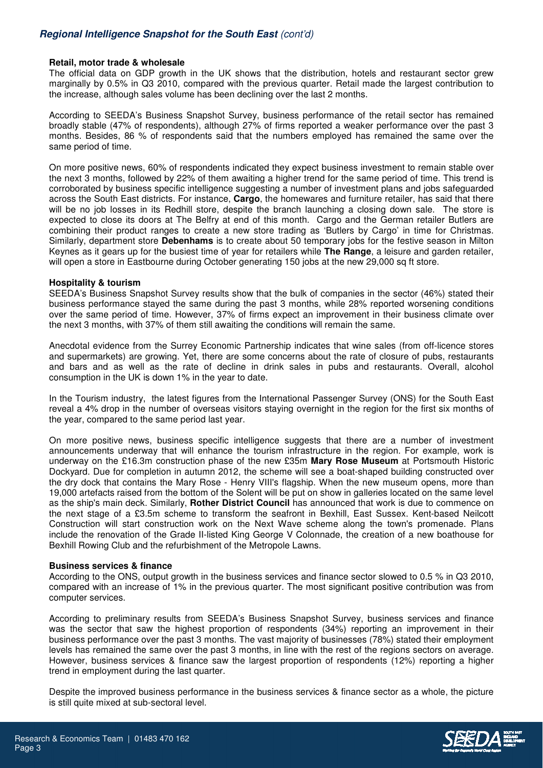### Retail, motor trade & wholesale

The official data on GDP growth in the UK shows that the distribution, hotels and restaurant sector grew marginally by 0.5% in Q3 2010, compared with the previous quarter. Retail made the largest contribution to the increase, although sales volume has been declining over the last 2 months.

According to SEEDA's Business Snapshot Survey, business performance of the retail sector has remained broadly stable (47% of respondents), although 27% of firms reported a weaker performance over the past 3 months. Besides, 86 % of respondents said that the numbers employed has remained the same over the same period of time.

On more positive news, 60% of respondents indicated they expect business investment to remain stable over the next 3 months, followed by 22% of them awaiting a higher trend for the same period of time. This trend is corroborated by business specific intelligence suggesting a number of investment plans and jobs safeguarded across the South East districts. For instance, **Cargo**, the homewares and furniture retailer, has said that there will be no job losses in its Redhill store, despite the branch launching a closing down sale. The store is expected to close its doors at The Belfry at end of this month. Cargo and the German retailer Butlers are combining their product ranges to create a new store trading as 'Butlers by Cargo' in time for Christmas. Similarly, department store **Debenhams** is to create about 50 temporary jobs for the festive season in Milton Keynes as it gears up for the busiest time of year for retailers while **The Range**, a leisure and garden retailer, will open a store in Eastbourne during October generating 150 jobs at the new 29,000 sq ft store.

### Hospitality & tourism

SEEDA's Business Snapshot Survey results show that the bulk of companies in the sector (46%) stated their business performance stayed the same during the past 3 months, while 28% reported worsening conditions over the same period of time. However, 37% of firms expect an improvement in their business climate over the next 3 months, with 37% of them still awaiting the conditions will remain the same.

Anecdotal evidence from the Surrey Economic Partnership indicates that wine sales (from off-licence stores and supermarkets) are growing. Yet, there are some concerns about the rate of closure of pubs, restaurants and bars and as well as the rate of decline in drink sales in pubs and restaurants. Overall, alcohol consumption in the UK is down 1% in the year to date.

In the Tourism industry, the latest figures from the International Passenger Survey (ONS) for the South East reveal a 4% drop in the number of overseas visitors staying overnight in the region for the first six months of the year, compared to the same period last year.

On more positive news, business specific intelligence suggests that there are a number of investment announcements underway that will enhance the tourism infrastructure in the region. For example, work is underway on the £16.3m construction phase of the new £35m **Mary Rose Museum** at Portsmouth Historic Dockyard. Due for completion in autumn 2012, the scheme will see a boat-shaped building constructed over the dry dock that contains the Mary Rose - Henry VIII's flagship. When the new museum opens, more than 19,000 artefacts raised from the bottom of the Solent will be put on show in galleries located on the same level as the ship's main deck. Similarly, **Rother District Council** has announced that work is due to commence on the next stage of a £3.5m scheme to transform the seafront in Bexhill, East Sussex. Kent-based Neilcott Construction will start construction work on the Next Wave scheme along the town's promenade. Plans include the renovation of the Grade II-listed King George V Colonnade, the creation of a new boathouse for Bexhill Rowing Club and the refurbishment of the Metropole Lawns.

### Business services & finance

According to the ONS, output growth in the business services and finance sector slowed to 0.5 % in Q3 2010, compared with an increase of 1% in the previous quarter. The most significant positive contribution was from computer services.

According to preliminary results from SEEDA's Business Snapshot Survey, business services and finance was the sector that saw the highest proportion of respondents (34%) reporting an improvement in their business performance over the past 3 months. The vast majority of businesses (78%) stated their employment levels has remained the same over the past 3 months, in line with the rest of the regions sectors on average. However, business services & finance saw the largest proportion of respondents (12%) reporting a higher trend in employment during the last quarter.

Despite the improved business performance in the business services & finance sector as a whole, the picture is still quite mixed at sub-sectoral level.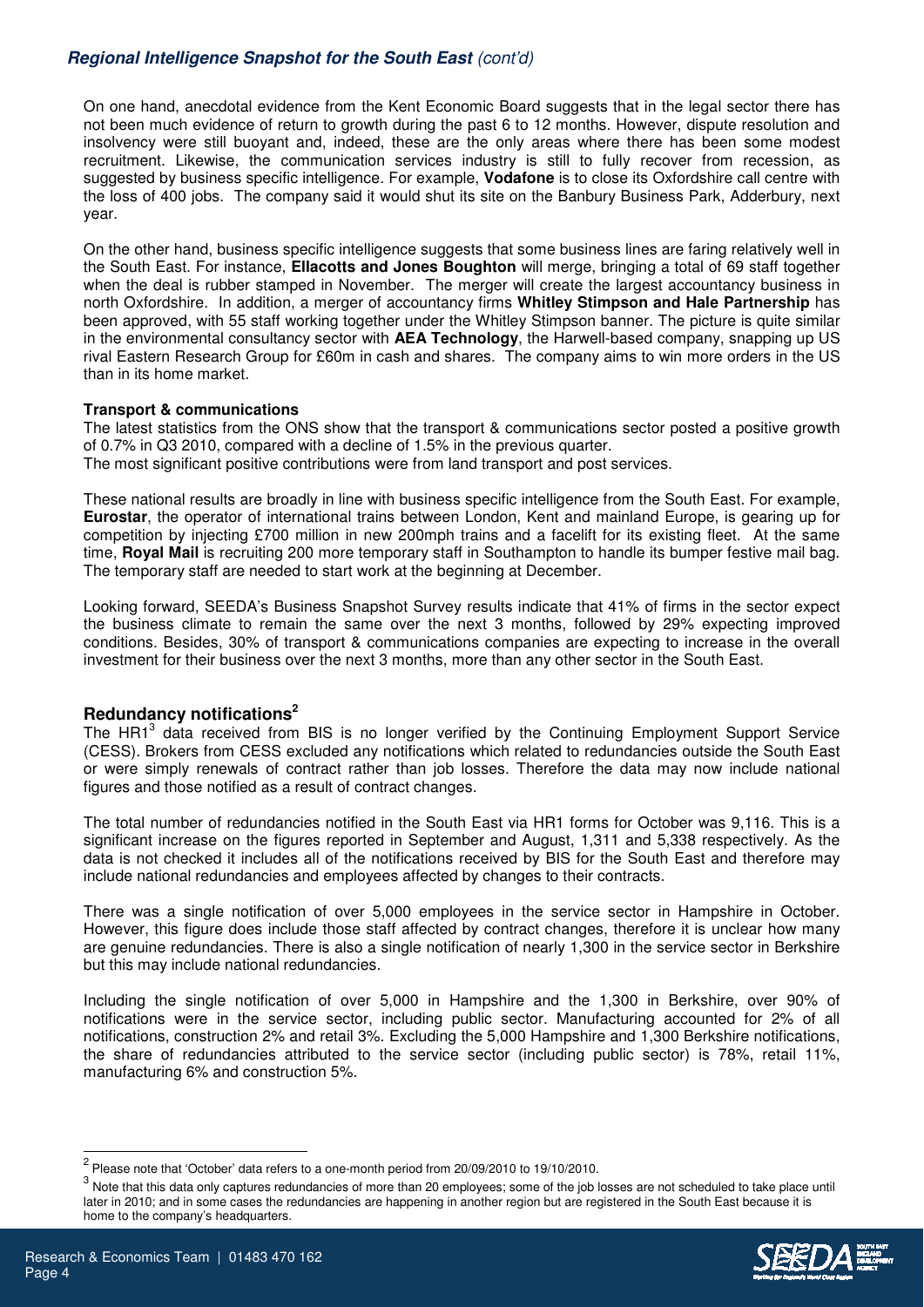On one hand, anecdotal evidence from the Kent Economic Board suggests that in the legal sector there has not been much evidence of return to growth during the past 6 to 12 months. However, dispute resolution and insolvency were still buoyant and, indeed, these are the only areas where there has been some modest recruitment. Likewise, the communication services industry is still to fully recover from recession, as suggested by business specific intelligence. For example, **Vodafone** is to close its Oxfordshire call centre with the loss of 400 jobs. The company said it would shut its site on the Banbury Business Park, Adderbury, next year.

On the other hand, business specific intelligence suggests that some business lines are faring relatively well in the South East. For instance, **Ellacotts and Jones Boughton** will merge, bringing a total of 69 staff together when the deal is rubber stamped in November. The merger will create the largest accountancy business in north Oxfordshire. In addition, a merger of accountancy firms **Whitley Stimpson and Hale Partnership** has been approved, with 55 staff working together under the Whitley Stimpson banner. The picture is quite similar in the environmental consultancy sector with **AEA Technology**, the Harwell-based company, snapping up US rival Eastern Research Group for £60m in cash and shares. The company aims to win more orders in the US than in its home market.

**Transport & communications**

The latest statistics from the ONS show that the transport & communications sector posted a positive growth of 0.7% in Q3 2010, compared with a decline of 1.5% in the previous quarter.
The most significant positive contributions were from land transport and post services.

These national results are broadly in line with business specific intelligence from the South East. For example, **Eurostar**, the operator of international trains between London, Kent and mainland Europe, is gearing up for competition by injecting £700 million in new 200mph trains and a facelift for its existing fleet. At the same time, **Royal Mail** is recruiting 200 more temporary staff in Southampton to handle its bumper festive mail bag. The temporary staff are needed to start work at the beginning at December.

Looking forward, SEEDA's Business Snapshot Survey results indicate that 41% of firms in the sector expect the business climate to remain the same over the next 3 months, followed by 29% expecting improved conditions. Besides, 30% of transport & communications companies are expecting to increase in the overall investment for their business over the next 3 months, more than any other sector in the South East.

## Redundancy notifications[2]

The HR1[3] data received from BIS is no longer verified by the Continuing Employment Support Service (CESS). Brokers from CESS excluded any notifications which related to redundancies outside the South East or were simply renewals of contract rather than job losses. Therefore the data may now include national figures and those notified as a result of contract changes.

The total number of redundancies notified in the South East via HR1 forms for October was 9,116. This is a significant increase on the figures reported in September and August, 1,311 and 5,338 respectively. As the data is not checked it includes all of the notifications received by BIS for the South East and therefore may include national redundancies and employees affected by changes to their contracts.

There was a single notification of over 5,000 employees in the service sector in Hampshire in October. However, this figure does include those staff affected by contract changes, therefore it is unclear how many are genuine redundancies. There is also a single notification of nearly 1,300 in the service sector in Berkshire but this may include national redundancies.

Including the single notification of over 5,000 in Hampshire and the 1,300 in Berkshire, over 90% of notifications were in the service sector, including public sector. Manufacturing accounted for 2% of all notifications, construction 2% and retail 3%. Excluding the 5,000 Hampshire and 1,300 Berkshire notifications, the share of redundancies attributed to the service sector (including public sector) is 78%, retail 11%, manufacturing 6% and construction 5%.

---

[2] Please note that 'October' data refers to a one-month period from 20/09/2010 to 19/10/2010.

[3] Note that this data only captures redundancies of more than 20 employees; some of the job losses are not scheduled to take place until later in 2010; and in some cases the redundancies are happening in another region but are registered in the South East because it is home to the company's headquarters.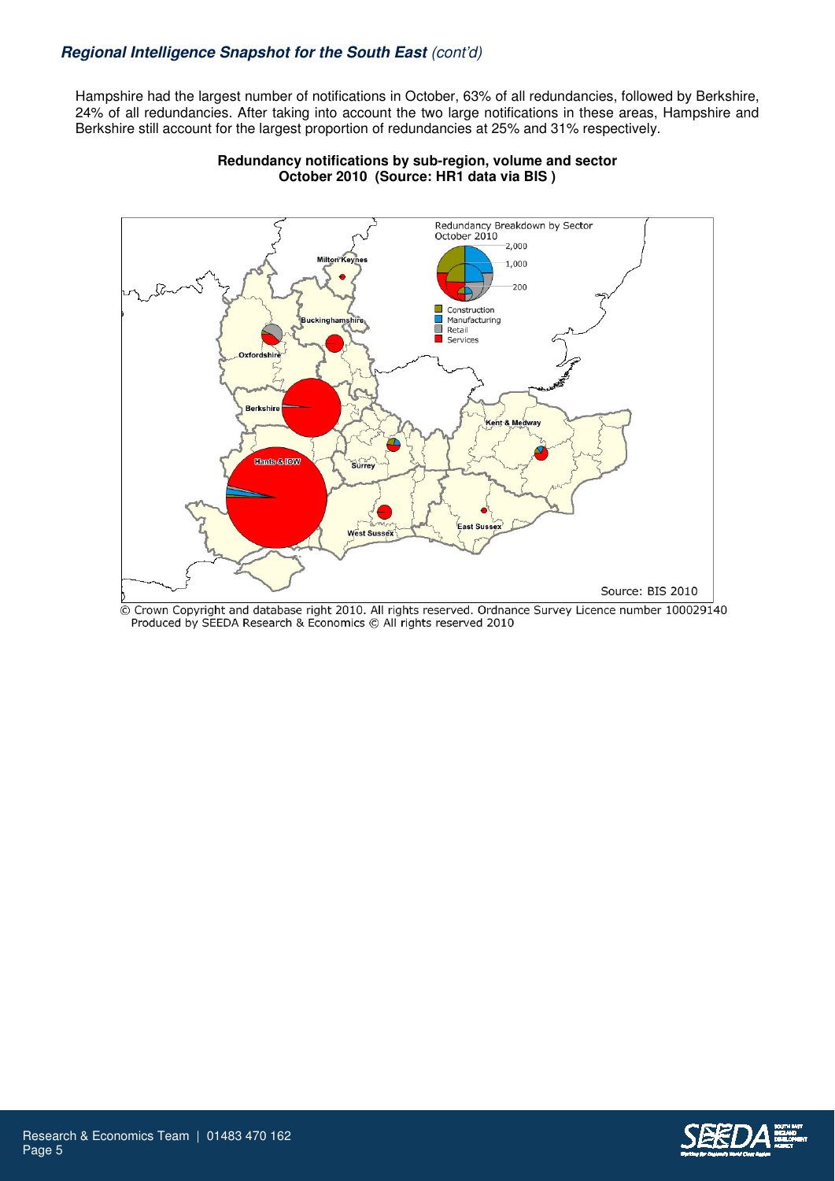Hampshire had the largest number of notifications in October, 63% of all redundancies, followed by Berkshire, 24% of all redundancies. After taking into account the two large notifications in these areas, Hampshire and Berkshire still account for the largest proportion of redundancies at 25% and 31% respectively.

**Redundancy notifications by sub-region, volume and sector October 2010 (Source: HR1 data via BIS )**

Redundancy Breakdown by Sector
October 2010
2,000
1,000
200
Construction
Manufacturing
Retail
Services

Milton Keynes
Buckinghamshire
Oxfordshire
Berkshire
Hants & IOW
Surrey
Kent & Medway
West Sussex
East Sussex

Source: BIS 2010

© Crown Copyright and database right 2010. All rights reserved. Ordnance Survey Licence number 100029140
Produced by SEEDA Research & Economics © All rights reserved 2010